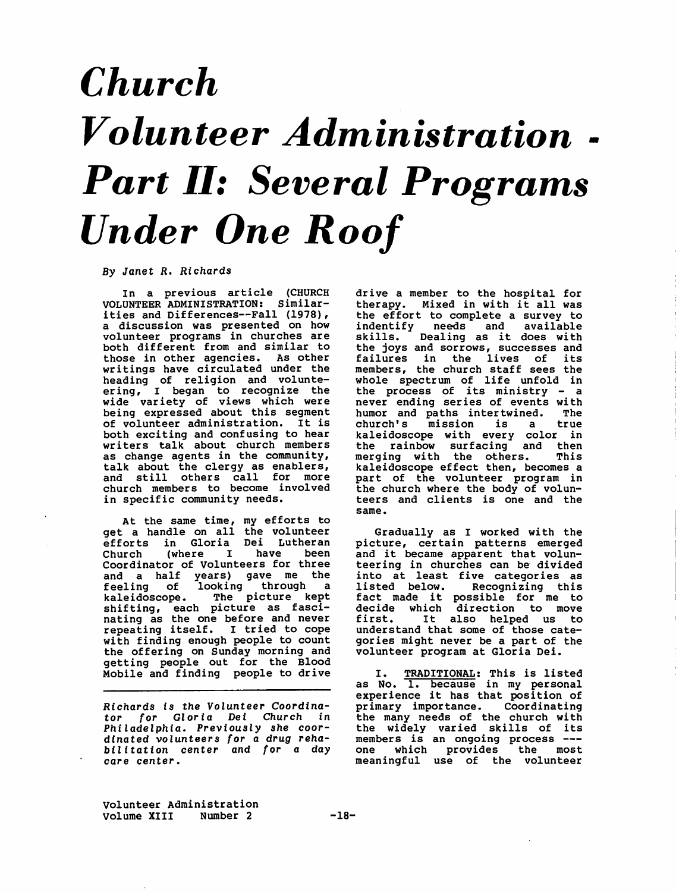# Church Volunteer Administration - Part II: Several Programs Under One Roof

*By Janet R. Richards*

In a previous article (CHURCH VOLUNTEER ADMINISTRATION: Similarities and Differences--Fall (1978), a discussion was presented on how volunteer programs in churches are both different from and similar to those in other agencies. As other writings have circulated under the heading of religion and volunteering, I began to recognize the wide variety of views which were being expressed about this segment of volunteer administration. It is both exciting and confusing to hear writers talk about church members as change agents in the community, talk about the clergy as enablers, and still others call for more church members to become involved in specific community needs.

At the same time, my efforts to get a handle on all the volunteer efforts in Gloria Dei Lutheran Church (where I have been Coordinator of Volunteers for three and a half years) gave me the feeling of looking through a kaleidoscope. The picture kept shifting, each picture as fascinating as the one before and never repeating itself. I tried to cope with finding enough people to count the offering on Sunday morning and getting people out for the Blood Mobile and finding people to drive a member to the hospital for therapy. Mixed in with it all was the effort to complete a survey to indentify needs and available skills. Dealing as it does with the joys and sorrows, successes and failures in the lives of its members, the church staff sees the whole spectrum of life unfold in the process of its ministry - a never ending series of events with humor and paths intertwined. The church's mission is a true kaleidoscope with every color in the rainbow surfacing and then merging with the others. This kaleidoscope effect then, becomes a part of the volunteer program in the church where the body of volunteers and clients is one and the same.

Gradually as I worked with the picture, certain patterns emerged and it became apparent that volunteering in churches can be divided into at least five categories as listed below. Recognizing this fact made it possible for me to decide which direction to move first. It also helped us to understand that some of those categories might never be a part of the volunteer program at Gloria Dei.

I. <u>TRADITIONAL</u>: This is listed as No. 1. because in my personal experience it has that position of primary importance. Coordinating the many needs of the church with the widely varied skills of its members is an ongoing process --- one which provides the most meaningful use of the volunteer

---

*Richards is the Volunteer Coordinator for Gloria Dei Church in Philadelphia. Previously she coordinated volunteers for a drug rehabilitation center and for a day care center.*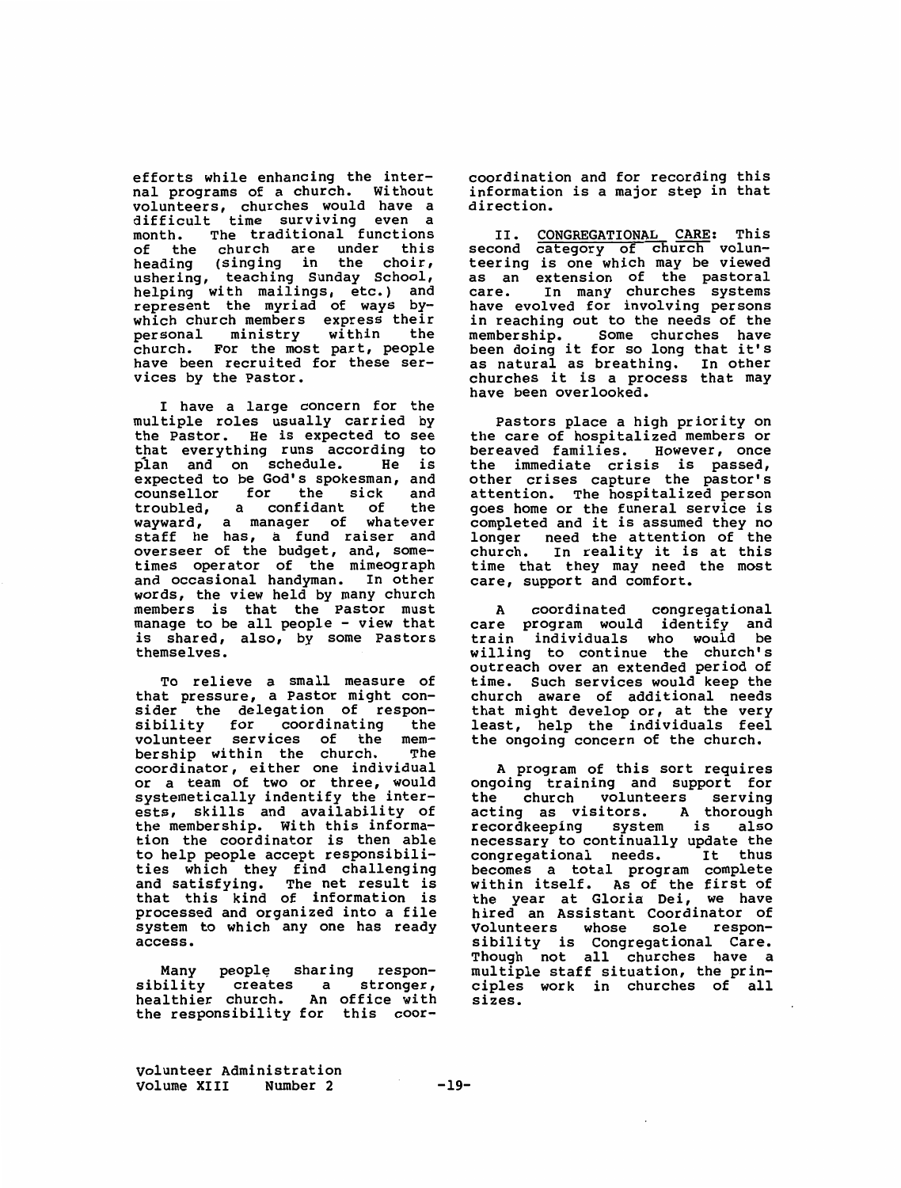efforts while enhancing the internal programs of a church. Without volunteers, churches would have a difficult time surviving even a month. The traditional functions of the church are under this heading (singing in the choir, ushering, teaching Sunday School, helping with mailings, etc.) and represent the myriad of ways by-which church members express their personal ministry within the church. For the most part, people have been recruited for these services by the Pastor.

I have a large concern for the multiple roles usually carried by the Pastor. He is expected to see that everything runs according to plan and on schedule. He is expected to be God's spokesman, and counsellor for the sick and troubled, a confidant of the wayward, a manager of whatever staff he has, a fund raiser and overseer of the budget, and, sometimes operator of the mimeograph and occasional handyman. In other words, the view held by many church members is that the Pastor must manage to be all people - view that is shared, also, by some Pastors themselves.

To relieve a small measure of that pressure, a Pastor might consider the delegation of responsibility for coordinating the volunteer services of the membership within the church. The coordinator, either one individual or a team of two or three, would systemetically indentify the interests, skills and availability of the membership. With this information the coordinator is then able to help people accept responsibilities which they find challenging and satisfying. The net result is that this kind of information is processed and organized into a file system to which any one has ready access.

Many people sharing responsibility creates a stronger, healthier church. An office with the responsibility for this coordination and for recording this information is a major step in that direction.

II. <u>CONGREGATIONAL CARE</u>: This second category of church volunteering is one which may be viewed as an extension of the pastoral care. In many churches systems have evolved for involving persons in reaching out to the needs of the membership. Some churches have been doing it for so long that it's as natural as breathing. In other churches it is a process that may have been overlooked.

Pastors place a high priority on the care of hospitalized members or bereaved families. However, once the immediate crisis is passed, other crises capture the pastor's attention. The hospitalized person goes home or the funeral service is completed and it is assumed they no longer need the attention of the church. In reality it is at this time that they may need the most care, support and comfort.

A coordinated congregational care program would identify and train individuals who would be willing to continue the church's outreach over an extended period of time. Such services would keep the church aware of additional needs that might develop or, at the very least, help the individuals feel the ongoing concern of the church.

A program of this sort requires ongoing training and support for the church volunteers serving acting as visitors. A thorough recordkeeping system is also necessary to continually update the congregational needs. It thus becomes a total program complete within itself. As of the first of the year at Gloria Dei, we have hired an Assistant Coordinator of Volunteers whose sole responsibility is Congregational Care. Though not all churches have a multiple staff situation, the principles work in churches of all sizes.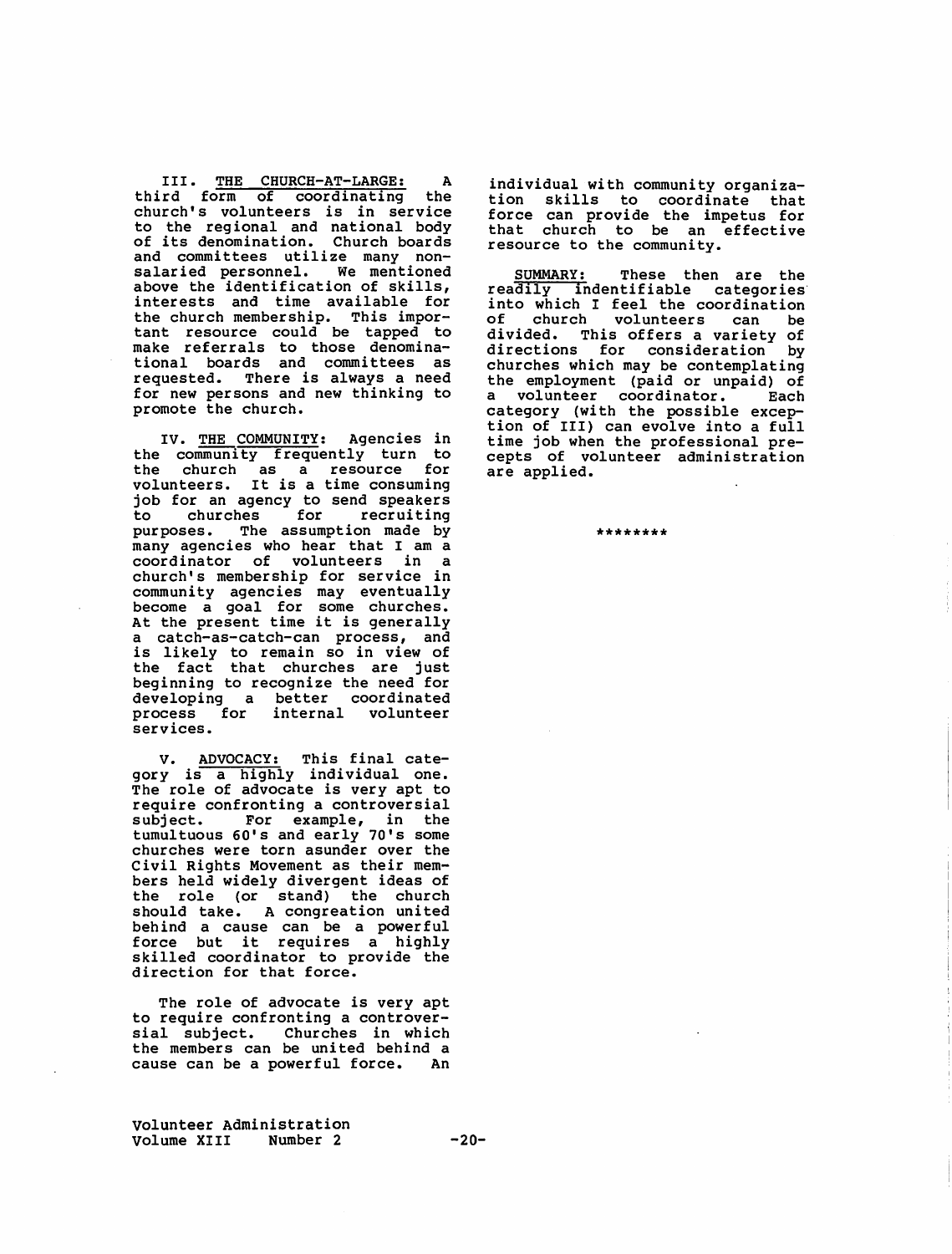III. <u>THE CHURCH-AT-LARGE:</u> A third form of coordinating the church's volunteers is in service to the regional and national body of its denomination. Church boards and committees utilize many non-salaried personnel. We mentioned above the identification of skills, interests and time available for the church membership. This important resource could be tapped to make referrals to those denominational boards and committees as requested. There is always a need for new persons and new thinking to promote the church.

IV. <u>THE COMMUNITY:</u> Agencies in the community frequently turn to the church as a resource for volunteers. It is a time consuming job for an agency to send speakers to churches for recruiting purposes. The assumption made by many agencies who hear that I am a coordinator of volunteers in a church's membership for service in community agencies may eventually become a goal for some churches. At the present time it is generally a catch-as-catch-can process, and is likely to remain so in view of the fact that churches are just beginning to recognize the need for developing a better coordinated process for internal volunteer services.

V. <u>ADVOCACY:</u> This final category is a highly individual one. The role of advocate is very apt to require confronting a controversial subject. For example, in the tumultuous 60's and early 70's some churches were torn asunder over the Civil Rights Movement as their members held widely divergent ideas of the role (or stand) the church should take. A congreation united behind a cause can be a powerful force but it requires a highly skilled coordinator to provide the direction for that force.

The role of advocate is very apt to require confronting a controversial subject. Churches in which the members can be united behind a cause can be a powerful force. An individual with community organization skills to coordinate that force can provide the impetus for that church to be an effective resource to the community.

<u>SUMMARY:</u> These then are the readily indentifiable categories into which I feel the coordination of church volunteers can be divided. This offers a variety of directions for consideration by churches which may be contemplating the employment (paid or unpaid) of a volunteer coordinator. Each category (with the possible exception of III) can evolve into a full time job when the professional precepts of volunteer administration are applied.

********